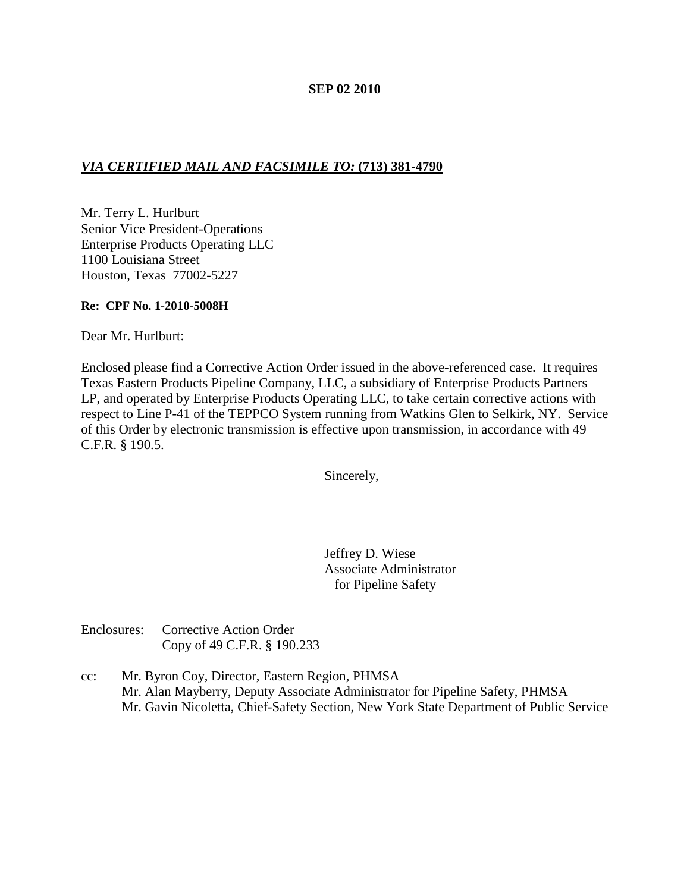**SEP 02 2010**

***VIA CERTIFIED MAIL AND FACSIMILE TO:* (713) 381-4790**

Mr. Terry L. Hurlburt
Senior Vice President-Operations
Enterprise Products Operating LLC
1100 Louisiana Street
Houston, Texas 77002-5227

**Re: CPF No. 1-2010-5008H**

Dear Mr. Hurlburt:

Enclosed please find a Corrective Action Order issued in the above-referenced case. It requires Texas Eastern Products Pipeline Company, LLC, a subsidiary of Enterprise Products Partners LP, and operated by Enterprise Products Operating LLC, to take certain corrective actions with respect to Line P-41 of the TEPPCO System running from Watkins Glen to Selkirk, NY. Service of this Order by electronic transmission is effective upon transmission, in accordance with 49 C.F.R. § 190.5.

Sincerely,

Jeffrey D. Wiese
Associate Administrator
for Pipeline Safety

Enclosures: Corrective Action Order
Copy of 49 C.F.R. § 190.233

cc: Mr. Byron Coy, Director, Eastern Region, PHMSA
Mr. Alan Mayberry, Deputy Associate Administrator for Pipeline Safety, PHMSA
Mr. Gavin Nicoletta, Chief-Safety Section, New York State Department of Public Service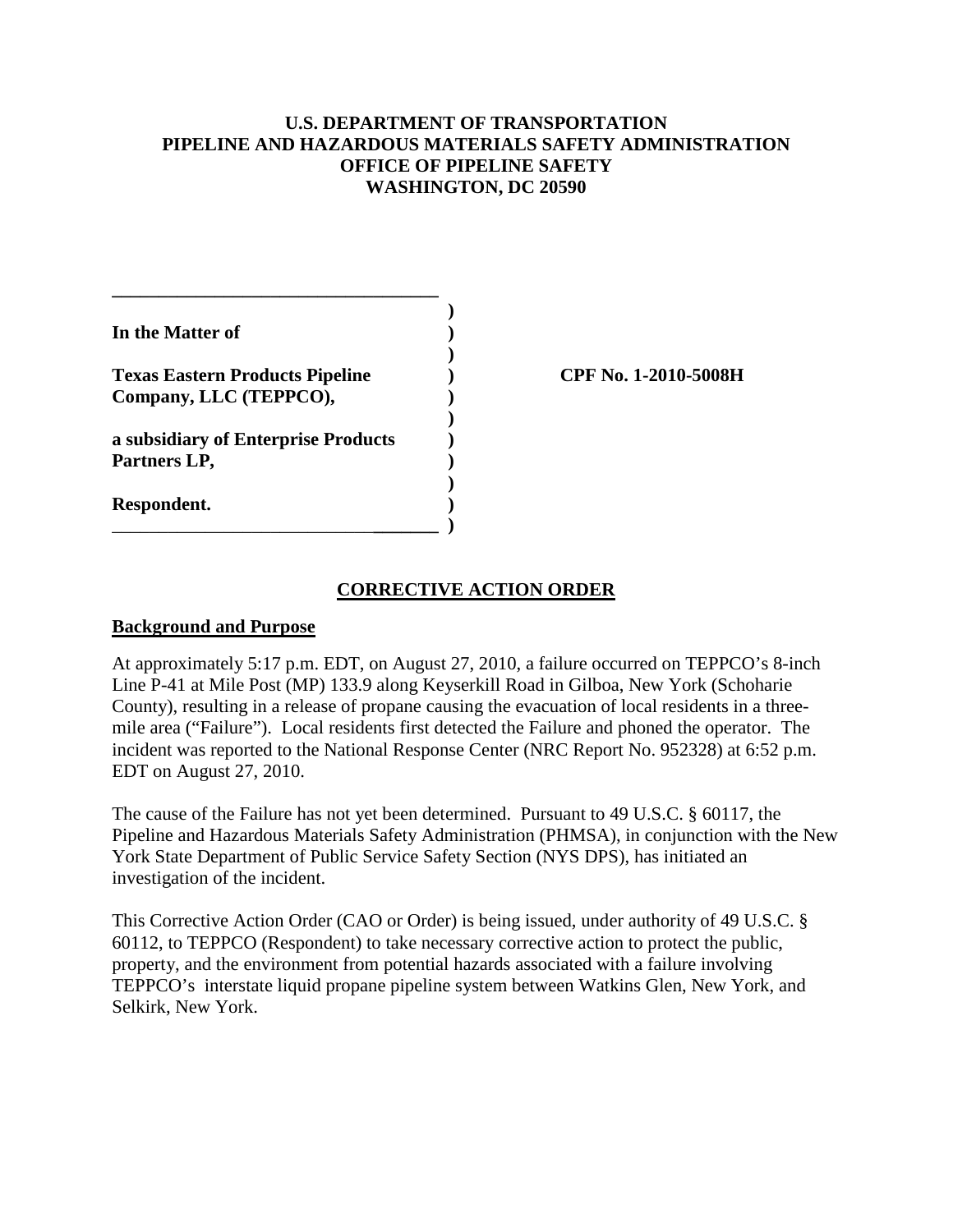**U.S. DEPARTMENT OF TRANSPORTATION**
**PIPELINE AND HAZARDOUS MATERIALS SAFETY ADMINISTRATION**
**OFFICE OF PIPELINE SAFETY**
**WASHINGTON, DC 20590**

| | | |
|---|---|---|
| **In the Matter of** | ) | |
| | ) | |
| **Texas Eastern Products Pipeline Company, LLC (TEPPCO),** | ) | **CPF No. 1-2010-5008H** |
| | ) | |
| **a subsidiary of Enterprise Products Partners LP,** | ) | |
| | ) | |
| **Respondent.** | ) | |

## CORRECTIVE ACTION ORDER

### Background and Purpose

At approximately 5:17 p.m. EDT, on August 27, 2010, a failure occurred on TEPPCO's 8-inch Line P-41 at Mile Post (MP) 133.9 along Keyserkill Road in Gilboa, New York (Schoharie County), resulting in a release of propane causing the evacuation of local residents in a three-mile area ("Failure"). Local residents first detected the Failure and phoned the operator. The incident was reported to the National Response Center (NRC Report No. 952328) at 6:52 p.m. EDT on August 27, 2010.

The cause of the Failure has not yet been determined. Pursuant to 49 U.S.C. § 60117, the Pipeline and Hazardous Materials Safety Administration (PHMSA), in conjunction with the New York State Department of Public Service Safety Section (NYS DPS), has initiated an investigation of the incident.

This Corrective Action Order (CAO or Order) is being issued, under authority of 49 U.S.C. § 60112, to TEPPCO (Respondent) to take necessary corrective action to protect the public, property, and the environment from potential hazards associated with a failure involving TEPPCO's interstate liquid propane pipeline system between Watkins Glen, New York, and Selkirk, New York.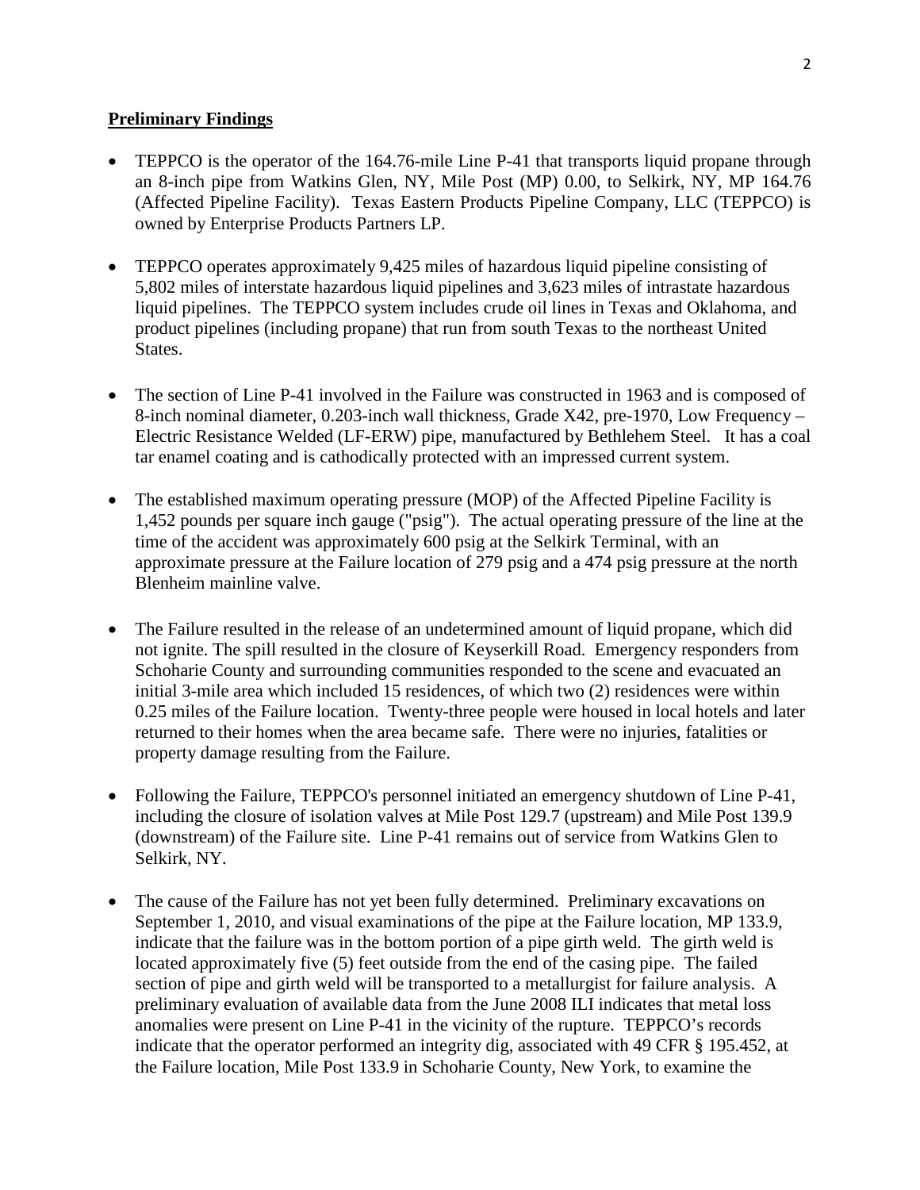## Preliminary Findings

- TEPPCO is the operator of the 164.76-mile Line P-41 that transports liquid propane through an 8-inch pipe from Watkins Glen, NY, Mile Post (MP) 0.00, to Selkirk, NY, MP 164.76 (Affected Pipeline Facility). Texas Eastern Products Pipeline Company, LLC (TEPPCO) is owned by Enterprise Products Partners LP.

- TEPPCO operates approximately 9,425 miles of hazardous liquid pipeline consisting of 5,802 miles of interstate hazardous liquid pipelines and 3,623 miles of intrastate hazardous liquid pipelines. The TEPPCO system includes crude oil lines in Texas and Oklahoma, and product pipelines (including propane) that run from south Texas to the northeast United States.

- The section of Line P-41 involved in the Failure was constructed in 1963 and is composed of 8-inch nominal diameter, 0.203-inch wall thickness, Grade X42, pre-1970, Low Frequency – Electric Resistance Welded (LF-ERW) pipe, manufactured by Bethlehem Steel. It has a coal tar enamel coating and is cathodically protected with an impressed current system.

- The established maximum operating pressure (MOP) of the Affected Pipeline Facility is 1,452 pounds per square inch gauge ("psig"). The actual operating pressure of the line at the time of the accident was approximately 600 psig at the Selkirk Terminal, with an approximate pressure at the Failure location of 279 psig and a 474 psig pressure at the north Blenheim mainline valve.

- The Failure resulted in the release of an undetermined amount of liquid propane, which did not ignite. The spill resulted in the closure of Keyserkill Road. Emergency responders from Schoharie County and surrounding communities responded to the scene and evacuated an initial 3-mile area which included 15 residences, of which two (2) residences were within 0.25 miles of the Failure location. Twenty-three people were housed in local hotels and later returned to their homes when the area became safe. There were no injuries, fatalities or property damage resulting from the Failure.

- Following the Failure, TEPPCO's personnel initiated an emergency shutdown of Line P-41, including the closure of isolation valves at Mile Post 129.7 (upstream) and Mile Post 139.9 (downstream) of the Failure site. Line P-41 remains out of service from Watkins Glen to Selkirk, NY.

- The cause of the Failure has not yet been fully determined. Preliminary excavations on September 1, 2010, and visual examinations of the pipe at the Failure location, MP 133.9, indicate that the failure was in the bottom portion of a pipe girth weld. The girth weld is located approximately five (5) feet outside from the end of the casing pipe. The failed section of pipe and girth weld will be transported to a metallurgist for failure analysis. A preliminary evaluation of available data from the June 2008 ILI indicates that metal loss anomalies were present on Line P-41 in the vicinity of the rupture. TEPPCO's records indicate that the operator performed an integrity dig, associated with 49 CFR § 195.452, at the Failure location, Mile Post 133.9 in Schoharie County, New York, to examine the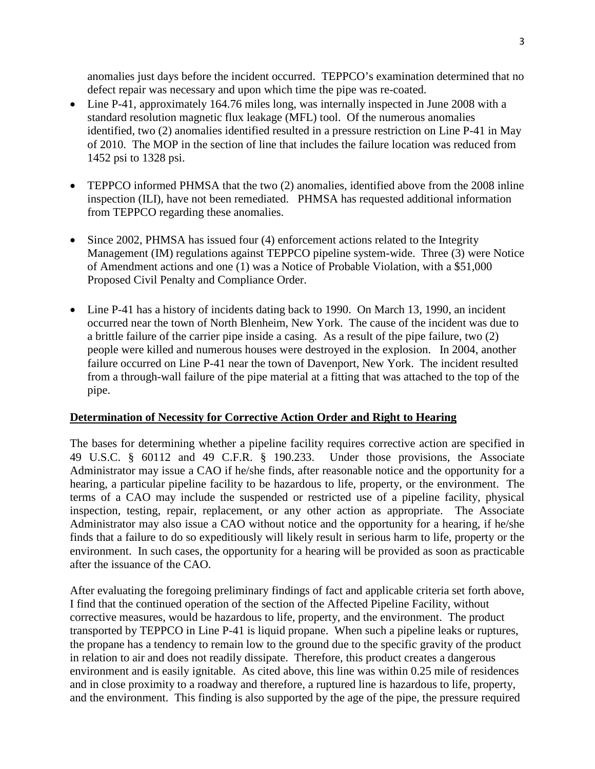anomalies just days before the incident occurred. TEPPCO's examination determined that no defect repair was necessary and upon which time the pipe was re-coated.

- Line P-41, approximately 164.76 miles long, was internally inspected in June 2008 with a standard resolution magnetic flux leakage (MFL) tool. Of the numerous anomalies identified, two (2) anomalies identified resulted in a pressure restriction on Line P-41 in May of 2010. The MOP in the section of line that includes the failure location was reduced from 1452 psi to 1328 psi.

- TEPPCO informed PHMSA that the two (2) anomalies, identified above from the 2008 inline inspection (ILI), have not been remediated. PHMSA has requested additional information from TEPPCO regarding these anomalies.

- Since 2002, PHMSA has issued four (4) enforcement actions related to the Integrity Management (IM) regulations against TEPPCO pipeline system-wide. Three (3) were Notice of Amendment actions and one (1) was a Notice of Probable Violation, with a $51,000 Proposed Civil Penalty and Compliance Order.

- Line P-41 has a history of incidents dating back to 1990. On March 13, 1990, an incident occurred near the town of North Blenheim, New York. The cause of the incident was due to a brittle failure of the carrier pipe inside a casing. As a result of the pipe failure, two (2) people were killed and numerous houses were destroyed in the explosion. In 2004, another failure occurred on Line P-41 near the town of Davenport, New York. The incident resulted from a through-wall failure of the pipe material at a fitting that was attached to the top of the pipe.

**Determination of Necessity for Corrective Action Order and Right to Hearing**

The bases for determining whether a pipeline facility requires corrective action are specified in 49 U.S.C. § 60112 and 49 C.F.R. § 190.233. Under those provisions, the Associate Administrator may issue a CAO if he/she finds, after reasonable notice and the opportunity for a hearing, a particular pipeline facility to be hazardous to life, property, or the environment. The terms of a CAO may include the suspended or restricted use of a pipeline facility, physical inspection, testing, repair, replacement, or any other action as appropriate. The Associate Administrator may also issue a CAO without notice and the opportunity for a hearing, if he/she finds that a failure to do so expeditiously will likely result in serious harm to life, property or the environment. In such cases, the opportunity for a hearing will be provided as soon as practicable after the issuance of the CAO.

After evaluating the foregoing preliminary findings of fact and applicable criteria set forth above, I find that the continued operation of the section of the Affected Pipeline Facility, without corrective measures, would be hazardous to life, property, and the environment. The product transported by TEPPCO in Line P-41 is liquid propane. When such a pipeline leaks or ruptures, the propane has a tendency to remain low to the ground due to the specific gravity of the product in relation to air and does not readily dissipate. Therefore, this product creates a dangerous environment and is easily ignitable. As cited above, this line was within 0.25 mile of residences and in close proximity to a roadway and therefore, a ruptured line is hazardous to life, property, and the environment. This finding is also supported by the age of the pipe, the pressure required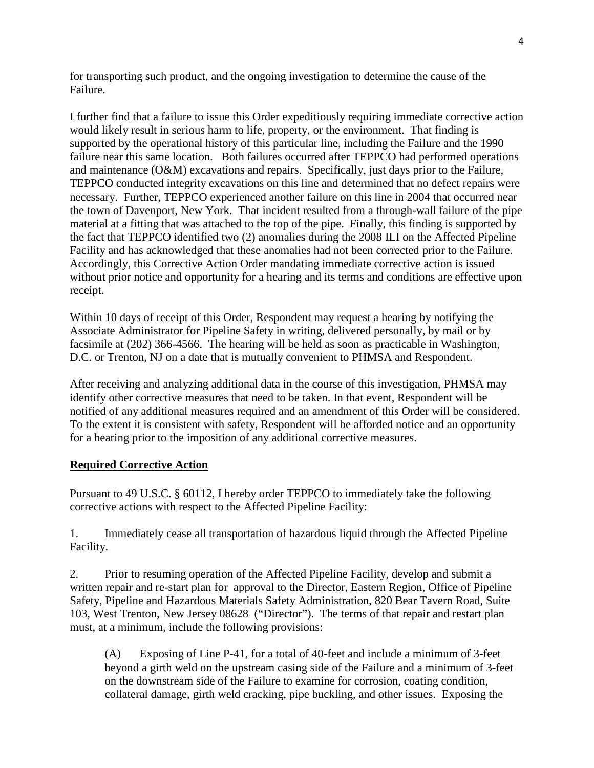for transporting such product, and the ongoing investigation to determine the cause of the Failure.

I further find that a failure to issue this Order expeditiously requiring immediate corrective action would likely result in serious harm to life, property, or the environment. That finding is supported by the operational history of this particular line, including the Failure and the 1990 failure near this same location. Both failures occurred after TEPPCO had performed operations and maintenance (O&M) excavations and repairs. Specifically, just days prior to the Failure, TEPPCO conducted integrity excavations on this line and determined that no defect repairs were necessary. Further, TEPPCO experienced another failure on this line in 2004 that occurred near the town of Davenport, New York. That incident resulted from a through-wall failure of the pipe material at a fitting that was attached to the top of the pipe. Finally, this finding is supported by the fact that TEPPCO identified two (2) anomalies during the 2008 ILI on the Affected Pipeline Facility and has acknowledged that these anomalies had not been corrected prior to the Failure. Accordingly, this Corrective Action Order mandating immediate corrective action is issued without prior notice and opportunity for a hearing and its terms and conditions are effective upon receipt.

Within 10 days of receipt of this Order, Respondent may request a hearing by notifying the Associate Administrator for Pipeline Safety in writing, delivered personally, by mail or by facsimile at (202) 366-4566. The hearing will be held as soon as practicable in Washington, D.C. or Trenton, NJ on a date that is mutually convenient to PHMSA and Respondent.

After receiving and analyzing additional data in the course of this investigation, PHMSA may identify other corrective measures that need to be taken. In that event, Respondent will be notified of any additional measures required and an amendment of this Order will be considered. To the extent it is consistent with safety, Respondent will be afforded notice and an opportunity for a hearing prior to the imposition of any additional corrective measures.

**Required Corrective Action**

Pursuant to 49 U.S.C. § 60112, I hereby order TEPPCO to immediately take the following corrective actions with respect to the Affected Pipeline Facility:

1. Immediately cease all transportation of hazardous liquid through the Affected Pipeline Facility.

2. Prior to resuming operation of the Affected Pipeline Facility, develop and submit a written repair and re-start plan for approval to the Director, Eastern Region, Office of Pipeline Safety, Pipeline and Hazardous Materials Safety Administration, 820 Bear Tavern Road, Suite 103, West Trenton, New Jersey 08628 ("Director"). The terms of that repair and restart plan must, at a minimum, include the following provisions:

   (A) Exposing of Line P-41, for a total of 40-feet and include a minimum of 3-feet beyond a girth weld on the upstream casing side of the Failure and a minimum of 3-feet on the downstream side of the Failure to examine for corrosion, coating condition, collateral damage, girth weld cracking, pipe buckling, and other issues. Exposing the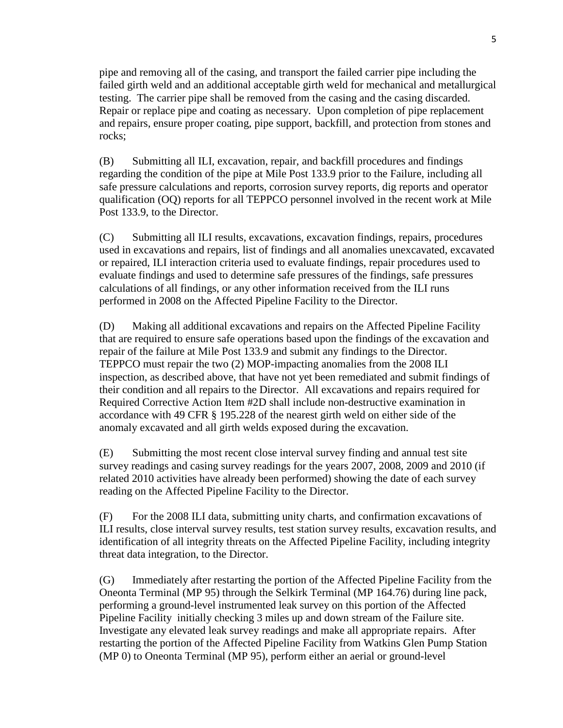pipe and removing all of the casing, and transport the failed carrier pipe including the failed girth weld and an additional acceptable girth weld for mechanical and metallurgical testing. The carrier pipe shall be removed from the casing and the casing discarded. Repair or replace pipe and coating as necessary. Upon completion of pipe replacement and repairs, ensure proper coating, pipe support, backfill, and protection from stones and rocks;

(B) Submitting all ILI, excavation, repair, and backfill procedures and findings regarding the condition of the pipe at Mile Post 133.9 prior to the Failure, including all safe pressure calculations and reports, corrosion survey reports, dig reports and operator qualification (OQ) reports for all TEPPCO personnel involved in the recent work at Mile Post 133.9, to the Director.

(C) Submitting all ILI results, excavations, excavation findings, repairs, procedures used in excavations and repairs, list of findings and all anomalies unexcavated, excavated or repaired, ILI interaction criteria used to evaluate findings, repair procedures used to evaluate findings and used to determine safe pressures of the findings, safe pressures calculations of all findings, or any other information received from the ILI runs performed in 2008 on the Affected Pipeline Facility to the Director.

(D) Making all additional excavations and repairs on the Affected Pipeline Facility that are required to ensure safe operations based upon the findings of the excavation and repair of the failure at Mile Post 133.9 and submit any findings to the Director. TEPPCO must repair the two (2) MOP-impacting anomalies from the 2008 ILI inspection, as described above, that have not yet been remediated and submit findings of their condition and all repairs to the Director. All excavations and repairs required for Required Corrective Action Item #2D shall include non-destructive examination in accordance with 49 CFR § 195.228 of the nearest girth weld on either side of the anomaly excavated and all girth welds exposed during the excavation.

(E) Submitting the most recent close interval survey finding and annual test site survey readings and casing survey readings for the years 2007, 2008, 2009 and 2010 (if related 2010 activities have already been performed) showing the date of each survey reading on the Affected Pipeline Facility to the Director.

(F) For the 2008 ILI data, submitting unity charts, and confirmation excavations of ILI results, close interval survey results, test station survey results, excavation results, and identification of all integrity threats on the Affected Pipeline Facility, including integrity threat data integration, to the Director.

(G) Immediately after restarting the portion of the Affected Pipeline Facility from the Oneonta Terminal (MP 95) through the Selkirk Terminal (MP 164.76) during line pack, performing a ground-level instrumented leak survey on this portion of the Affected Pipeline Facility initially checking 3 miles up and down stream of the Failure site. Investigate any elevated leak survey readings and make all appropriate repairs. After restarting the portion of the Affected Pipeline Facility from Watkins Glen Pump Station (MP 0) to Oneonta Terminal (MP 95), perform either an aerial or ground-level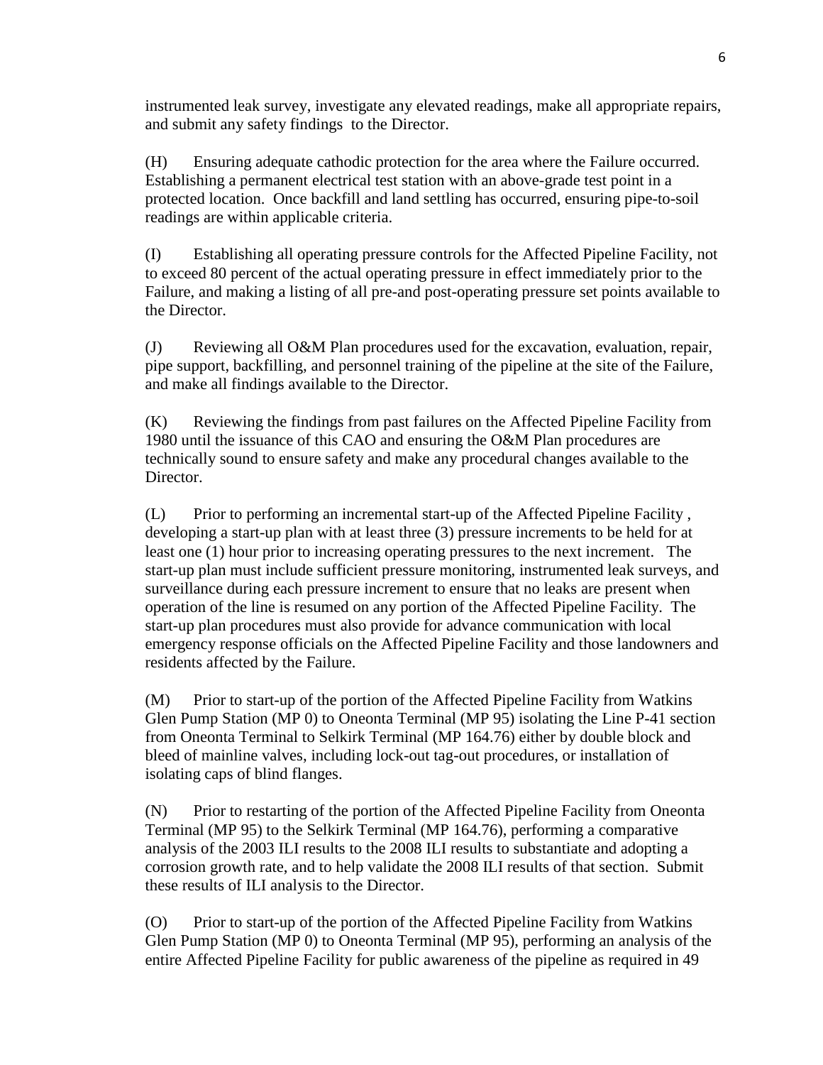instrumented leak survey, investigate any elevated readings, make all appropriate repairs, and submit any safety findings to the Director.

(H) Ensuring adequate cathodic protection for the area where the Failure occurred. Establishing a permanent electrical test station with an above-grade test point in a protected location. Once backfill and land settling has occurred, ensuring pipe-to-soil readings are within applicable criteria.

(I) Establishing all operating pressure controls for the Affected Pipeline Facility, not to exceed 80 percent of the actual operating pressure in effect immediately prior to the Failure, and making a listing of all pre-and post-operating pressure set points available to the Director.

(J) Reviewing all O&M Plan procedures used for the excavation, evaluation, repair, pipe support, backfilling, and personnel training of the pipeline at the site of the Failure, and make all findings available to the Director.

(K) Reviewing the findings from past failures on the Affected Pipeline Facility from 1980 until the issuance of this CAO and ensuring the O&M Plan procedures are technically sound to ensure safety and make any procedural changes available to the Director.

(L) Prior to performing an incremental start-up of the Affected Pipeline Facility , developing a start-up plan with at least three (3) pressure increments to be held for at least one (1) hour prior to increasing operating pressures to the next increment. The start-up plan must include sufficient pressure monitoring, instrumented leak surveys, and surveillance during each pressure increment to ensure that no leaks are present when operation of the line is resumed on any portion of the Affected Pipeline Facility. The start-up plan procedures must also provide for advance communication with local emergency response officials on the Affected Pipeline Facility and those landowners and residents affected by the Failure.

(M) Prior to start-up of the portion of the Affected Pipeline Facility from Watkins Glen Pump Station (MP 0) to Oneonta Terminal (MP 95) isolating the Line P-41 section from Oneonta Terminal to Selkirk Terminal (MP 164.76) either by double block and bleed of mainline valves, including lock-out tag-out procedures, or installation of isolating caps of blind flanges.

(N) Prior to restarting of the portion of the Affected Pipeline Facility from Oneonta Terminal (MP 95) to the Selkirk Terminal (MP 164.76), performing a comparative analysis of the 2003 ILI results to the 2008 ILI results to substantiate and adopting a corrosion growth rate, and to help validate the 2008 ILI results of that section. Submit these results of ILI analysis to the Director.

(O) Prior to start-up of the portion of the Affected Pipeline Facility from Watkins Glen Pump Station (MP 0) to Oneonta Terminal (MP 95), performing an analysis of the entire Affected Pipeline Facility for public awareness of the pipeline as required in 49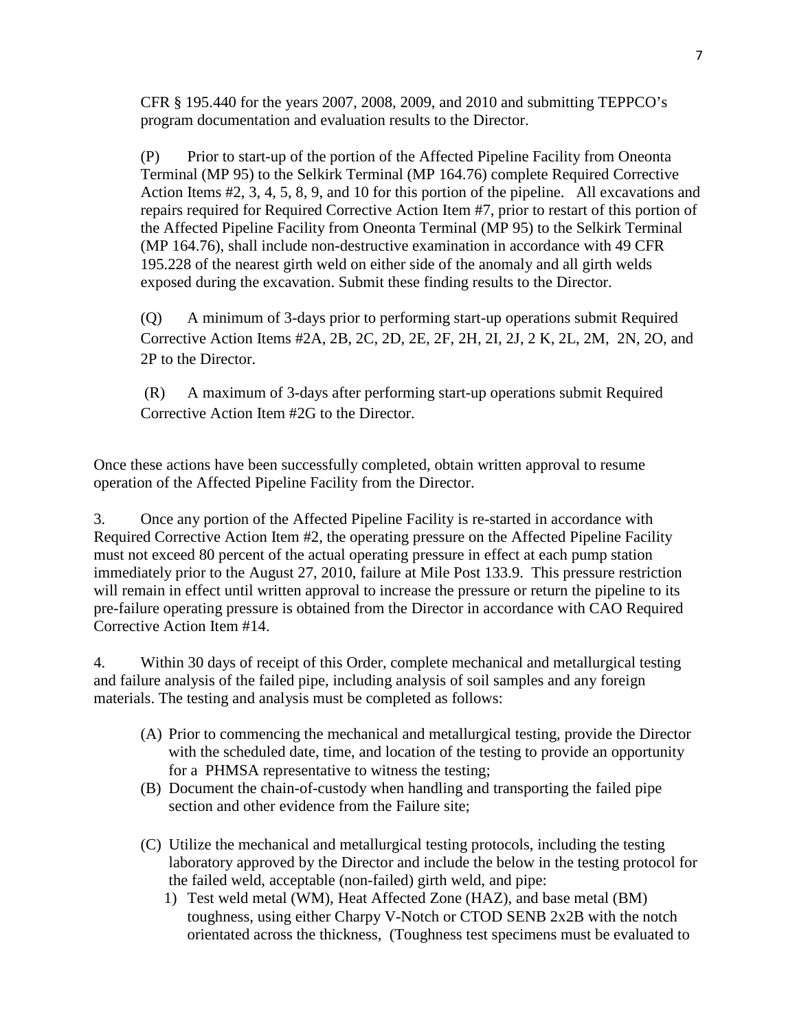CFR § 195.440 for the years 2007, 2008, 2009, and 2010 and submitting TEPPCO's program documentation and evaluation results to the Director.

(P) Prior to start-up of the portion of the Affected Pipeline Facility from Oneonta Terminal (MP 95) to the Selkirk Terminal (MP 164.76) complete Required Corrective Action Items #2, 3, 4, 5, 8, 9, and 10 for this portion of the pipeline. All excavations and repairs required for Required Corrective Action Item #7, prior to restart of this portion of the Affected Pipeline Facility from Oneonta Terminal (MP 95) to the Selkirk Terminal (MP 164.76), shall include non-destructive examination in accordance with 49 CFR 195.228 of the nearest girth weld on either side of the anomaly and all girth welds exposed during the excavation. Submit these finding results to the Director.

(Q) A minimum of 3-days prior to performing start-up operations submit Required Corrective Action Items #2A, 2B, 2C, 2D, 2E, 2F, 2H, 2I, 2J, 2 K, 2L, 2M, 2N, 2O, and 2P to the Director.

(R) A maximum of 3-days after performing start-up operations submit Required Corrective Action Item #2G to the Director.

Once these actions have been successfully completed, obtain written approval to resume operation of the Affected Pipeline Facility from the Director.

3. Once any portion of the Affected Pipeline Facility is re-started in accordance with Required Corrective Action Item #2, the operating pressure on the Affected Pipeline Facility must not exceed 80 percent of the actual operating pressure in effect at each pump station immediately prior to the August 27, 2010, failure at Mile Post 133.9. This pressure restriction will remain in effect until written approval to increase the pressure or return the pipeline to its pre-failure operating pressure is obtained from the Director in accordance with CAO Required Corrective Action Item #14.

4. Within 30 days of receipt of this Order, complete mechanical and metallurgical testing and failure analysis of the failed pipe, including analysis of soil samples and any foreign materials. The testing and analysis must be completed as follows:

(A) Prior to commencing the mechanical and metallurgical testing, provide the Director with the scheduled date, time, and location of the testing to provide an opportunity for a PHMSA representative to witness the testing;

(B) Document the chain-of-custody when handling and transporting the failed pipe section and other evidence from the Failure site;

(C) Utilize the mechanical and metallurgical testing protocols, including the testing laboratory approved by the Director and include the below in the testing protocol for the failed weld, acceptable (non-failed) girth weld, and pipe:

1) Test weld metal (WM), Heat Affected Zone (HAZ), and base metal (BM) toughness, using either Charpy V-Notch or CTOD SENB 2x2B with the notch orientated across the thickness, (Toughness test specimens must be evaluated to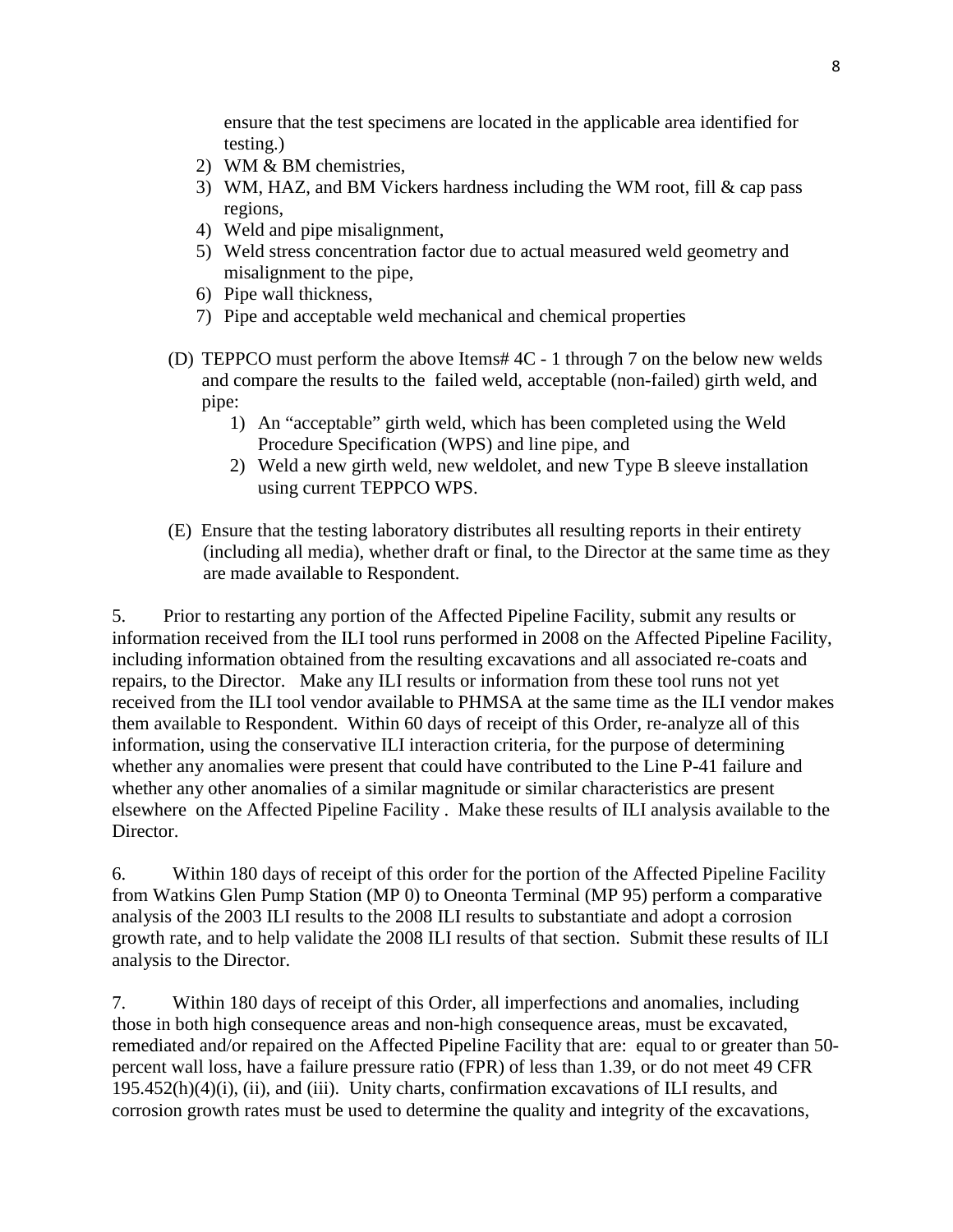ensure that the test specimens are located in the applicable area identified for testing.)

2) WM & BM chemistries,
3) WM, HAZ, and BM Vickers hardness including the WM root, fill & cap pass regions,
4) Weld and pipe misalignment,
5) Weld stress concentration factor due to actual measured weld geometry and misalignment to the pipe,
6) Pipe wall thickness,
7) Pipe and acceptable weld mechanical and chemical properties

(D) TEPPCO must perform the above Items# 4C - 1 through 7 on the below new welds and compare the results to the failed weld, acceptable (non-failed) girth weld, and pipe:

1) An "acceptable" girth weld, which has been completed using the Weld Procedure Specification (WPS) and line pipe, and
2) Weld a new girth weld, new weldolet, and new Type B sleeve installation using current TEPPCO WPS.

(E) Ensure that the testing laboratory distributes all resulting reports in their entirety (including all media), whether draft or final, to the Director at the same time as they are made available to Respondent.

5. Prior to restarting any portion of the Affected Pipeline Facility, submit any results or information received from the ILI tool runs performed in 2008 on the Affected Pipeline Facility, including information obtained from the resulting excavations and all associated re-coats and repairs, to the Director. Make any ILI results or information from these tool runs not yet received from the ILI tool vendor available to PHMSA at the same time as the ILI vendor makes them available to Respondent. Within 60 days of receipt of this Order, re-analyze all of this information, using the conservative ILI interaction criteria, for the purpose of determining whether any anomalies were present that could have contributed to the Line P-41 failure and whether any other anomalies of a similar magnitude or similar characteristics are present elsewhere on the Affected Pipeline Facility . Make these results of ILI analysis available to the Director.

6. Within 180 days of receipt of this order for the portion of the Affected Pipeline Facility from Watkins Glen Pump Station (MP 0) to Oneonta Terminal (MP 95) perform a comparative analysis of the 2003 ILI results to the 2008 ILI results to substantiate and adopt a corrosion growth rate, and to help validate the 2008 ILI results of that section. Submit these results of ILI analysis to the Director.

7. Within 180 days of receipt of this Order, all imperfections and anomalies, including those in both high consequence areas and non-high consequence areas, must be excavated, remediated and/or repaired on the Affected Pipeline Facility that are: equal to or greater than 50-percent wall loss, have a failure pressure ratio (FPR) of less than 1.39, or do not meet 49 CFR 195.452(h)(4)(i), (ii), and (iii). Unity charts, confirmation excavations of ILI results, and corrosion growth rates must be used to determine the quality and integrity of the excavations,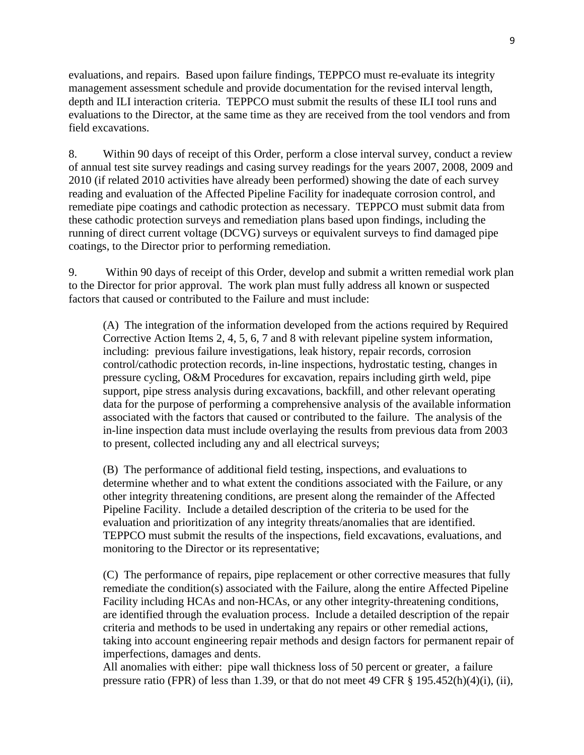evaluations, and repairs. Based upon failure findings, TEPPCO must re-evaluate its integrity management assessment schedule and provide documentation for the revised interval length, depth and ILI interaction criteria. TEPPCO must submit the results of these ILI tool runs and evaluations to the Director, at the same time as they are received from the tool vendors and from field excavations.

8. Within 90 days of receipt of this Order, perform a close interval survey, conduct a review of annual test site survey readings and casing survey readings for the years 2007, 2008, 2009 and 2010 (if related 2010 activities have already been performed) showing the date of each survey reading and evaluation of the Affected Pipeline Facility for inadequate corrosion control, and remediate pipe coatings and cathodic protection as necessary. TEPPCO must submit data from these cathodic protection surveys and remediation plans based upon findings, including the running of direct current voltage (DCVG) surveys or equivalent surveys to find damaged pipe coatings, to the Director prior to performing remediation.

9. Within 90 days of receipt of this Order, develop and submit a written remedial work plan to the Director for prior approval. The work plan must fully address all known or suspected factors that caused or contributed to the Failure and must include:

(A) The integration of the information developed from the actions required by Required Corrective Action Items 2, 4, 5, 6, 7 and 8 with relevant pipeline system information, including: previous failure investigations, leak history, repair records, corrosion control/cathodic protection records, in-line inspections, hydrostatic testing, changes in pressure cycling, O&M Procedures for excavation, repairs including girth weld, pipe support, pipe stress analysis during excavations, backfill, and other relevant operating data for the purpose of performing a comprehensive analysis of the available information associated with the factors that caused or contributed to the failure. The analysis of the in-line inspection data must include overlaying the results from previous data from 2003 to present, collected including any and all electrical surveys;

(B) The performance of additional field testing, inspections, and evaluations to determine whether and to what extent the conditions associated with the Failure, or any other integrity threatening conditions, are present along the remainder of the Affected Pipeline Facility. Include a detailed description of the criteria to be used for the evaluation and prioritization of any integrity threats/anomalies that are identified. TEPPCO must submit the results of the inspections, field excavations, evaluations, and monitoring to the Director or its representative;

(C) The performance of repairs, pipe replacement or other corrective measures that fully remediate the condition(s) associated with the Failure, along the entire Affected Pipeline Facility including HCAs and non-HCAs, or any other integrity-threatening conditions, are identified through the evaluation process. Include a detailed description of the repair criteria and methods to be used in undertaking any repairs or other remedial actions, taking into account engineering repair methods and design factors for permanent repair of imperfections, damages and dents.
All anomalies with either: pipe wall thickness loss of 50 percent or greater, a failure pressure ratio (FPR) of less than 1.39, or that do not meet 49 CFR § 195.452(h)(4)(i), (ii),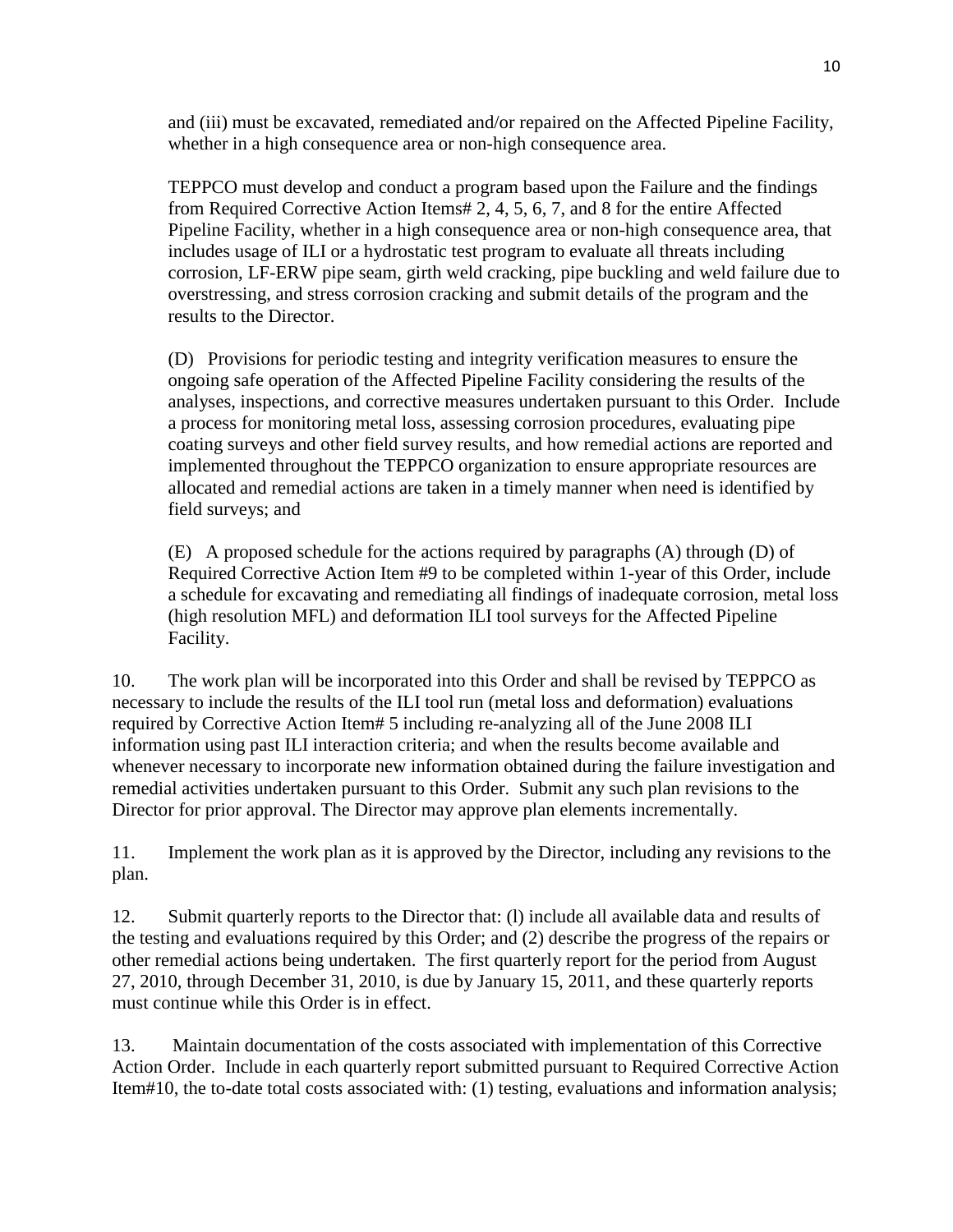and (iii) must be excavated, remediated and/or repaired on the Affected Pipeline Facility, whether in a high consequence area or non-high consequence area.

TEPPCO must develop and conduct a program based upon the Failure and the findings from Required Corrective Action Items# 2, 4, 5, 6, 7, and 8 for the entire Affected Pipeline Facility, whether in a high consequence area or non-high consequence area, that includes usage of ILI or a hydrostatic test program to evaluate all threats including corrosion, LF-ERW pipe seam, girth weld cracking, pipe buckling and weld failure due to overstressing, and stress corrosion cracking and submit details of the program and the results to the Director.

(D) Provisions for periodic testing and integrity verification measures to ensure the ongoing safe operation of the Affected Pipeline Facility considering the results of the analyses, inspections, and corrective measures undertaken pursuant to this Order. Include a process for monitoring metal loss, assessing corrosion procedures, evaluating pipe coating surveys and other field survey results, and how remedial actions are reported and implemented throughout the TEPPCO organization to ensure appropriate resources are allocated and remedial actions are taken in a timely manner when need is identified by field surveys; and

(E) A proposed schedule for the actions required by paragraphs (A) through (D) of Required Corrective Action Item #9 to be completed within 1-year of this Order, include a schedule for excavating and remediating all findings of inadequate corrosion, metal loss (high resolution MFL) and deformation ILI tool surveys for the Affected Pipeline Facility.

10. The work plan will be incorporated into this Order and shall be revised by TEPPCO as necessary to include the results of the ILI tool run (metal loss and deformation) evaluations required by Corrective Action Item# 5 including re-analyzing all of the June 2008 ILI information using past ILI interaction criteria; and when the results become available and whenever necessary to incorporate new information obtained during the failure investigation and remedial activities undertaken pursuant to this Order. Submit any such plan revisions to the Director for prior approval. The Director may approve plan elements incrementally.

11. Implement the work plan as it is approved by the Director, including any revisions to the plan.

12. Submit quarterly reports to the Director that: (l) include all available data and results of the testing and evaluations required by this Order; and (2) describe the progress of the repairs or other remedial actions being undertaken. The first quarterly report for the period from August 27, 2010, through December 31, 2010, is due by January 15, 2011, and these quarterly reports must continue while this Order is in effect.

13. Maintain documentation of the costs associated with implementation of this Corrective Action Order. Include in each quarterly report submitted pursuant to Required Corrective Action Item#10, the to-date total costs associated with: (1) testing, evaluations and information analysis;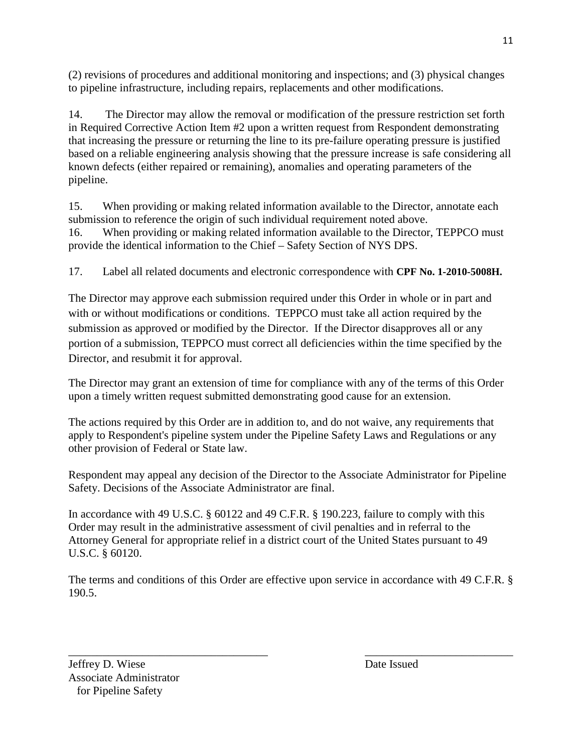(2) revisions of procedures and additional monitoring and inspections; and (3) physical changes to pipeline infrastructure, including repairs, replacements and other modifications.

14. The Director may allow the removal or modification of the pressure restriction set forth in Required Corrective Action Item #2 upon a written request from Respondent demonstrating that increasing the pressure or returning the line to its pre-failure operating pressure is justified based on a reliable engineering analysis showing that the pressure increase is safe considering all known defects (either repaired or remaining), anomalies and operating parameters of the pipeline.

15. When providing or making related information available to the Director, annotate each submission to reference the origin of such individual requirement noted above.

16. When providing or making related information available to the Director, TEPPCO must provide the identical information to the Chief – Safety Section of NYS DPS.

17. Label all related documents and electronic correspondence with **CPF No. 1-2010-5008H.**

The Director may approve each submission required under this Order in whole or in part and with or without modifications or conditions. TEPPCO must take all action required by the submission as approved or modified by the Director. If the Director disapproves all or any portion of a submission, TEPPCO must correct all deficiencies within the time specified by the Director, and resubmit it for approval.

The Director may grant an extension of time for compliance with any of the terms of this Order upon a timely written request submitted demonstrating good cause for an extension.

The actions required by this Order are in addition to, and do not waive, any requirements that apply to Respondent's pipeline system under the Pipeline Safety Laws and Regulations or any other provision of Federal or State law.

Respondent may appeal any decision of the Director to the Associate Administrator for Pipeline Safety. Decisions of the Associate Administrator are final.

In accordance with 49 U.S.C. § 60122 and 49 C.F.R. § 190.223, failure to comply with this Order may result in the administrative assessment of civil penalties and in referral to the Attorney General for appropriate relief in a district court of the United States pursuant to 49 U.S.C. § 60120.

The terms and conditions of this Order are effective upon service in accordance with 49 C.F.R. § 190.5.

\_\_\_\_\_\_\_\_\_\_\_\_\_\_\_\_\_\_\_\_\_\_\_\_\_\_\_\_\_\_\_\_\_\_\_\_

Jeffrey D. Wiese
Associate Administrator
for Pipeline Safety

\_\_\_\_\_\_\_\_\_\_\_\_\_\_\_\_\_\_\_\_\_\_\_\_\_\_\_

Date Issued